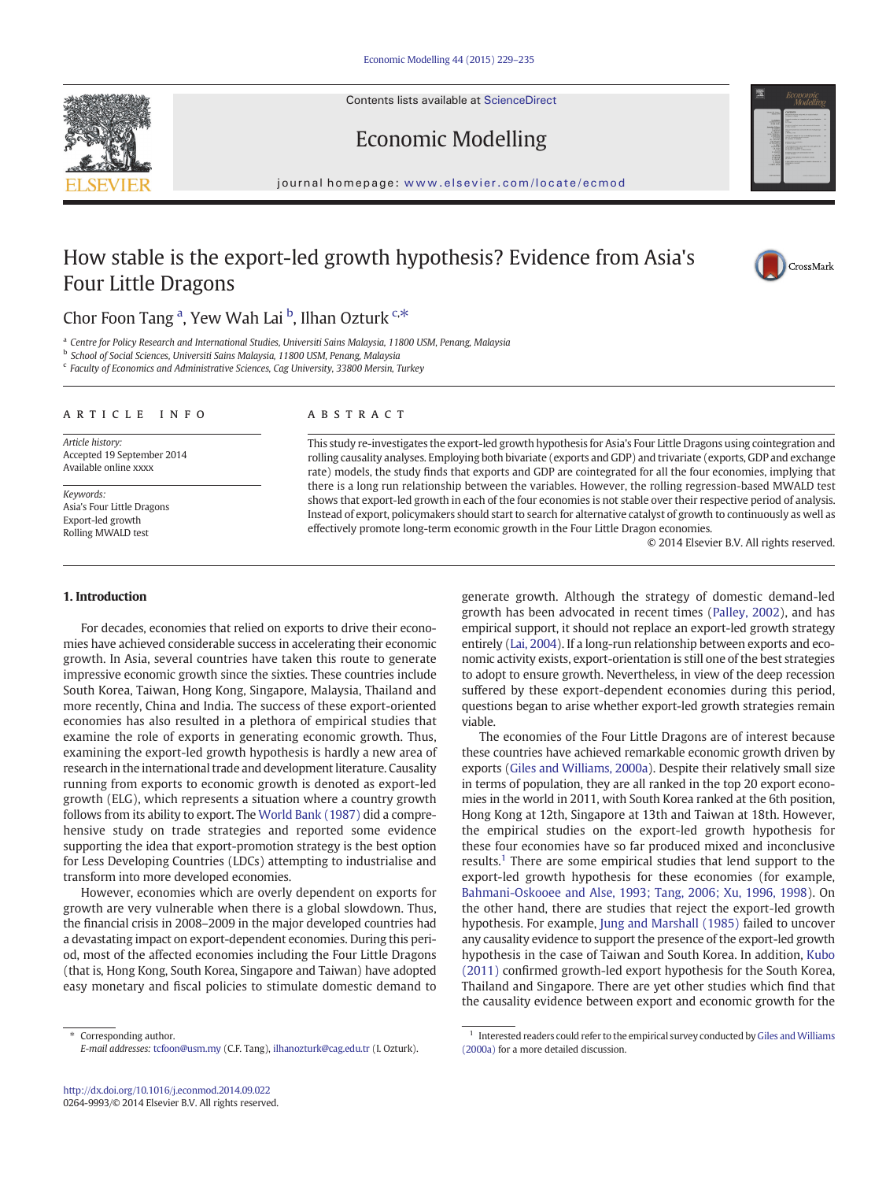# How stable is the export-led growth hypothesis? Evidence from Asia's Four Little Dragons

Chor Foon Tang [a], Yew Wah Lai [b], Ilhan Ozturk [c,*]

[a] Centre for Policy Research and International Studies, Universiti Sains Malaysia, 11800 USM, Penang, Malaysia
[b] School of Social Sciences, Universiti Sains Malaysia, 11800 USM, Penang, Malaysia
[c] Faculty of Economics and Administrative Sciences, Cag University, 33800 Mersin, Turkey

## ARTICLE INFO

*Article history:*
Accepted 19 September 2014
Available online xxxx

*Keywords:*
Asia's Four Little Dragons
Export-led growth
Rolling MWALD test

## ABSTRACT

This study re-investigates the export-led growth hypothesis for Asia's Four Little Dragons using cointegration and rolling causality analyses. Employing both bivariate (exports and GDP) and trivariate (exports, GDP and exchange rate) models, the study finds that exports and GDP are cointegrated for all the four economies, implying that there is a long run relationship between the variables. However, the rolling regression-based MWALD test shows that export-led growth in each of the four economies is not stable over their respective period of analysis. Instead of export, policymakers should start to search for alternative catalyst of growth to continuously as well as effectively promote long-term economic growth in the Four Little Dragon economies.

© 2014 Elsevier B.V. All rights reserved.

## 1. Introduction

For decades, economies that relied on exports to drive their economies have achieved considerable success in accelerating their economic growth. In Asia, several countries have taken this route to generate impressive economic growth since the sixties. These countries include South Korea, Taiwan, Hong Kong, Singapore, Malaysia, Thailand and more recently, China and India. The success of these export-oriented economies has also resulted in a plethora of empirical studies that examine the role of exports in generating economic growth. Thus, examining the export-led growth hypothesis is hardly a new area of research in the international trade and development literature. Causality running from exports to economic growth is denoted as export-led growth (ELG), which represents a situation where a country growth follows from its ability to export. The World Bank (1987) did a comprehensive study on trade strategies and reported some evidence supporting the idea that export-promotion strategy is the best option for Less Developing Countries (LDCs) attempting to industrialise and transform into more developed economies.

However, economies which are overly dependent on exports for growth are very vulnerable when there is a global slowdown. Thus, the financial crisis in 2008–2009 in the major developed countries had a devastating impact on export-dependent economies. During this period, most of the affected economies including the Four Little Dragons (that is, Hong Kong, South Korea, Singapore and Taiwan) have adopted easy monetary and fiscal policies to stimulate domestic demand to generate growth. Although the strategy of domestic demand-led growth has been advocated in recent times (Palley, 2002), and has empirical support, it should not replace an export-led growth strategy entirely (Lai, 2004). If a long-run relationship between exports and economic activity exists, export-orientation is still one of the best strategies to adopt to ensure growth. Nevertheless, in view of the deep recession suffered by these export-dependent economies during this period, questions began to arise whether export-led growth strategies remain viable.

The economies of the Four Little Dragons are of interest because these countries have achieved remarkable economic growth driven by exports (Giles and Williams, 2000a). Despite their relatively small size in terms of population, they are all ranked in the top 20 export economies in the world in 2011, with South Korea ranked at the 6th position, Hong Kong at 12th, Singapore at 13th and Taiwan at 18th. However, the empirical studies on the export-led growth hypothesis for these four economies have so far produced mixed and inconclusive results.[1] There are some empirical studies that lend support to the export-led growth hypothesis for these economies (for example, Bahmani-Oskooee and Alse, 1993; Tang, 2006; Xu, 1996, 1998). On the other hand, there are studies that reject the export-led growth hypothesis. For example, Jung and Marshall (1985) failed to uncover any causality evidence to support the presence of the export-led growth hypothesis in the case of Taiwan and South Korea. In addition, Kubo (2011) confirmed growth-led export hypothesis for the South Korea, Thailand and Singapore. There are yet other studies which find that the causality evidence between export and economic growth for the

* Corresponding author.
*E-mail addresses:* tcfoon@usm.my (C.F. Tang), ilhanozturk@cag.edu.tr (I. Ozturk).

[1] Interested readers could refer to the empirical survey conducted by Giles and Williams (2000a) for a more detailed discussion.

http://dx.doi.org/10.1016/j.econmod.2014.09.022
0264-9993/© 2014 Elsevier B.V. All rights reserved.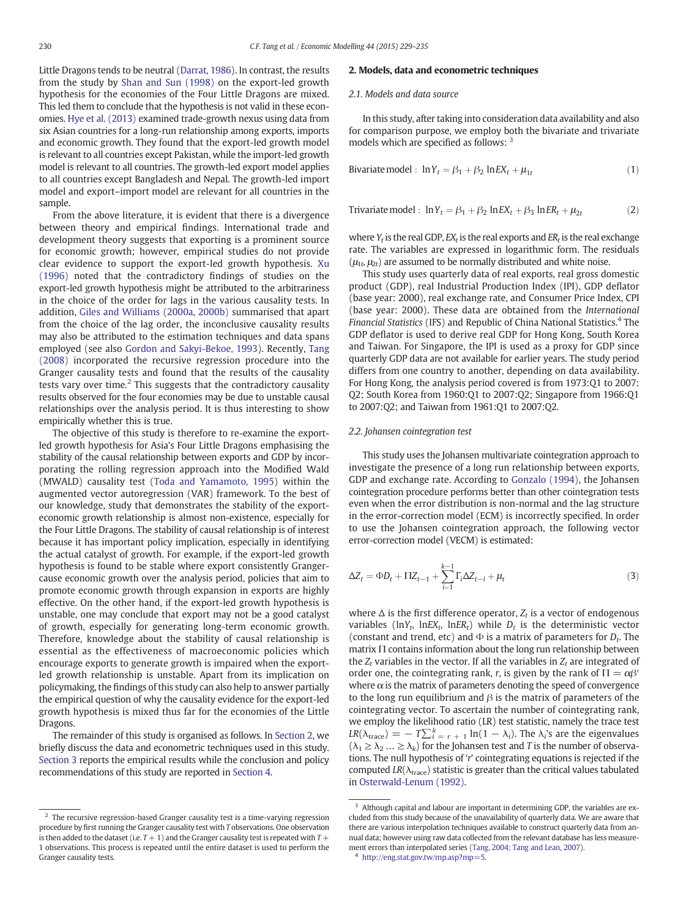Little Dragons tends to be neutral (Darrat, 1986). In contrast, the results from the study by Shan and Sun (1998) on the export-led growth hypothesis for the economies of the Four Little Dragons are mixed. This led them to conclude that the hypothesis is not valid in these economies. Hye et al. (2013) examined trade-growth nexus using data from six Asian countries for a long-run relationship among exports, imports and economic growth. They found that the export-led growth model is relevant to all countries except Pakistan, while the import-led growth model is relevant to all countries. The growth-led export model applies to all countries except Bangladesh and Nepal. The growth-led import model and export–import model are relevant for all countries in the sample.

From the above literature, it is evident that there is a divergence between theory and empirical findings. International trade and development theory suggests that exporting is a prominent source for economic growth; however, empirical studies do not provide clear evidence to support the export-led growth hypothesis. Xu (1996) noted that the contradictory findings of studies on the export-led growth hypothesis might be attributed to the arbitrariness in the choice of the order for lags in the various causality tests. In addition, Giles and Williams (2000a, 2000b) summarised that apart from the choice of the lag order, the inconclusive causality results may also be attributed to the estimation techniques and data spans employed (see also Gordon and Sakyi-Bekoe, 1993). Recently, Tang (2008) incorporated the recursive regression procedure into the Granger causality tests and found that the results of the causality tests vary over time.[2] This suggests that the contradictory causality results observed for the four economies may be due to unstable causal relationships over the analysis period. It is thus interesting to show empirically whether this is true.

The objective of this study is therefore to re-examine the export-led growth hypothesis for Asia's Four Little Dragons emphasising the stability of the causal relationship between exports and GDP by incorporating the rolling regression approach into the Modified Wald (MWALD) causality test (Toda and Yamamoto, 1995) within the augmented vector autoregression (VAR) framework. To the best of our knowledge, study that demonstrates the stability of the export-economic growth relationship is almost non-existence, especially for the Four Little Dragons. The stability of causal relationship is of interest because it has important policy implication, especially in identifying the actual catalyst of growth. For example, if the export-led growth hypothesis is found to be stable where export consistently Granger-cause economic growth over the analysis period, policies that aim to promote economic growth through expansion in exports are highly effective. On the other hand, if the export-led growth hypothesis is unstable, one may conclude that export may not be a good catalyst of growth, especially for generating long-term economic growth. Therefore, knowledge about the stability of causal relationship is essential as the effectiveness of macroeconomic policies which encourage exports to generate growth is impaired when the export-led growth relationship is unstable. Apart from its implication on policymaking, the findings of this study can also help to answer partially the empirical question of why the causality evidence for the export-led growth hypothesis is mixed thus far for the economies of the Little Dragons.

The remainder of this study is organised as follows. In Section 2, we briefly discuss the data and econometric techniques used in this study. Section 3 reports the empirical results while the conclusion and policy recommendations of this study are reported in Section 4.

## 2. Models, data and econometric techniques

### 2.1. Models and data source

In this study, after taking into consideration data availability and also for comparison purpose, we employ both the bivariate and trivariate models which are specified as follows: [3]

$$\text{Bivariate model}: \ \ln Y_t = \beta_1 + \beta_2 \ln EX_t + \mu_{1t} \tag{1}$$

$$\text{Trivariate model}: \ \ln Y_t = \beta_1 + \beta_2 \ln EX_t + \beta_3 \ln ER_t + \mu_{2t} \tag{2}$$

where $Y_t$ is the real GDP, $EX_t$ is the real exports and $ER_t$ is the real exchange rate. The variables are expressed in logarithmic form. The residuals ($\mu_{1t}$, $\mu_{2t}$) are assumed to be normally distributed and white noise.

This study uses quarterly data of real exports, real gross domestic product (GDP), real Industrial Production Index (IPI), GDP deflator (base year: 2000), real exchange rate, and Consumer Price Index, CPI (base year: 2000). These data are obtained from the *International Financial Statistics* (IFS) and Republic of China National Statistics.[4] The GDP deflator is used to derive real GDP for Hong Kong, South Korea and Taiwan. For Singapore, the IPI is used as a proxy for GDP since quarterly GDP data are not available for earlier years. The study period differs from one country to another, depending on data availability. For Hong Kong, the analysis period covered is from 1973:Q1 to 2007:Q2; South Korea from 1960:Q1 to 2007:Q2; Singapore from 1966:Q1 to 2007:Q2; and Taiwan from 1961:Q1 to 2007:Q2.

### 2.2. Johansen cointegration test

This study uses the Johansen multivariate cointegration approach to investigate the presence of a long run relationship between exports, GDP and exchange rate. According to Gonzalo (1994), the Johansen cointegration procedure performs better than other cointegration tests even when the error distribution is non-normal and the lag structure in the error-correction model (ECM) is incorrectly specified. In order to use the Johansen cointegration approach, the following vector error-correction model (VECM) is estimated:

$$\Delta Z_t = \Phi D_t + \Pi Z_{t-1} + \sum_{i=1}^{k-1} \Gamma_i \Delta Z_{t-i} + \mu_t \tag{3}$$

where $\Delta$ is the first difference operator, $Z_t$ is a vector of endogenous variables ($\ln Y_t$, $\ln EX_t$, $\ln ER_t$) while $D_t$ is the deterministic vector (constant and trend, etc) and $\Phi$ is a matrix of parameters for $D_t$. The matrix $\Pi$ contains information about the long run relationship between the $Z_t$ variables in the vector. If all the variables in $Z_t$ are integrated of order one, the cointegrating rank, $r$, is given by the rank of $\Pi = \alpha\beta'$ where $\alpha$ is the matrix of parameters denoting the speed of convergence to the long run equilibrium and $\beta$ is the matrix of parameters of the cointegrating vector. To ascertain the number of cointegrating rank, we employ the likelihood ratio (LR) test statistic, namely the trace test $LR(\lambda_{\text{trace}}) = -T\sum_{i=r+1}^{k} \ln(1-\lambda_i)$. The $\lambda_i$'s are the eigenvalues ($\lambda_1 \geq \lambda_2 \ldots \geq \lambda_k$) for the Johansen test and $T$ is the number of observations. The null hypothesis of '$r$' cointegrating equations is rejected if the computed $LR(\lambda_{\text{trace}})$ statistic is greater than the critical values tabulated in Osterwald-Lenum (1992).

---

[2] The recursive regression-based Granger causality test is a time-varying regression procedure by first running the Granger causality test with $T$ observations. One observation is then added to the dataset (i.e. $T + 1$) and the Granger causality test is repeated with $T + 1$ observations. This process is repeated until the entire dataset is used to perform the Granger causality tests.

[3] Although capital and labour are important in determining GDP, the variables are excluded from this study because of the unavailability of quarterly data. We are aware that there are various interpolation techniques available to construct quarterly data from annual data; however using raw data collected from the relevant database has less measurement errors than interpolated series (Tang, 2004; Tang and Lean, 2007).

[4] http://eng.stat.gov.tw/mp.asp?mp=5.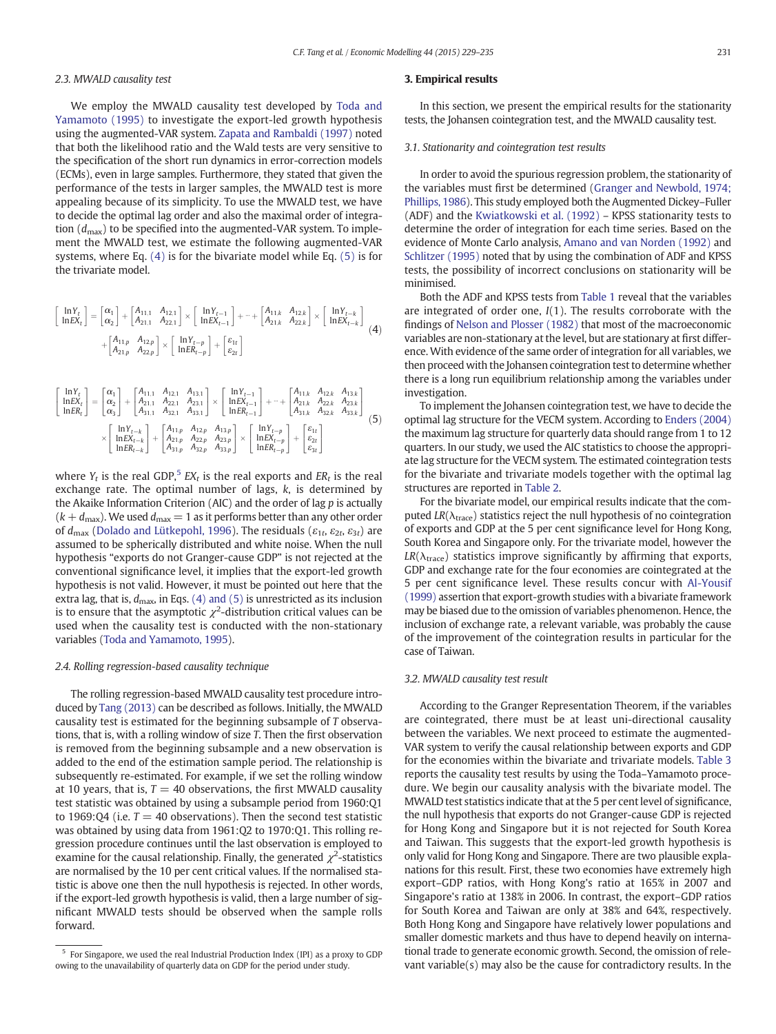### 2.3. MWALD causality test

We employ the MWALD causality test developed by Toda and Yamamoto (1995) to investigate the export-led growth hypothesis using the augmented-VAR system. Zapata and Rambaldi (1997) noted that both the likelihood ratio and the Wald tests are very sensitive to the specification of the short run dynamics in error-correction models (ECMs), even in large samples. Furthermore, they stated that given the performance of the tests in larger samples, the MWALD test is more appealing because of its simplicity. To use the MWALD test, we have to decide the optimal lag order and also the maximal order of integration ($d_{max}$) to be specified into the augmented-VAR system. To implement the MWALD test, we estimate the following augmented-VAR systems, where Eq. (4) is for the bivariate model while Eq. (5) is for the trivariate model.

$$\begin{bmatrix} \ln Y_t \\ \ln EX_t \end{bmatrix} = \begin{bmatrix} \alpha_1 \\ \alpha_2 \end{bmatrix} + \begin{bmatrix} A_{11.1} & A_{12.1} \\ A_{21.1} & A_{22.1} \end{bmatrix} \times \begin{bmatrix} \ln Y_{t-1} \\ \ln EX_{t-1} \end{bmatrix} + \cdots + \begin{bmatrix} A_{11.k} & A_{12.k} \\ A_{21.k} & A_{22.k} \end{bmatrix} \times \begin{bmatrix} \ln Y_{t-k} \\ \ln EX_{t-k} \end{bmatrix} + \begin{bmatrix} A_{11.p} & A_{12.p} \\ A_{21.p} & A_{22.p} \end{bmatrix} \times \begin{bmatrix} \ln Y_{t-p} \\ \ln ER_{t-p} \end{bmatrix} + \begin{bmatrix} \varepsilon_{1t} \\ \varepsilon_{2t} \end{bmatrix} \quad (4)$$

$$\begin{bmatrix} \ln Y_t \\ \ln EX_t \\ \ln ER_t \end{bmatrix} = \begin{bmatrix} \alpha_1 \\ \alpha_2 \\ \alpha_3 \end{bmatrix} + \begin{bmatrix} A_{11.1} & A_{12.1} & A_{13.1} \\ A_{21.1} & A_{22.1} & A_{23.1} \\ A_{31.1} & A_{32.1} & A_{33.1} \end{bmatrix} \times \begin{bmatrix} \ln Y_{t-1} \\ \ln EX_{t-1} \\ \ln ER_{t-1} \end{bmatrix} + \cdots + \begin{bmatrix} A_{11.k} & A_{12.k} & A_{13.k} \\ A_{21.k} & A_{22.k} & A_{23.k} \\ A_{31.k} & A_{32.k} & A_{33.k} \end{bmatrix} \times \begin{bmatrix} \ln Y_{t-k} \\ \ln EX_{t-k} \\ \ln ER_{t-k} \end{bmatrix} + \begin{bmatrix} A_{11.p} & A_{12.p} & A_{13.p} \\ A_{21.p} & A_{22.p} & A_{23.p} \\ A_{31.p} & A_{32.p} & A_{33.p} \end{bmatrix} \times \begin{bmatrix} \ln Y_{t-p} \\ \ln EX_{t-p} \\ \ln ER_{t-p} \end{bmatrix} + \begin{bmatrix} \varepsilon_{1t} \\ \varepsilon_{2t} \\ \varepsilon_{3t} \end{bmatrix} \quad (5)$$

where $Y_t$ is the real GDP,[5] $EX_t$ is the real exports and $ER_t$ is the real exchange rate. The optimal number of lags, $k$, is determined by the Akaike Information Criterion (AIC) and the order of lag $p$ is actually $(k + d_{max})$. We used $d_{max} = 1$ as it performs better than any other order of $d_{max}$ (Dolado and Lütkepohl, 1996). The residuals ($\varepsilon_{1t}$, $\varepsilon_{2t}$, $\varepsilon_{3t}$) are assumed to be spherically distributed and white noise. When the null hypothesis "exports do not Granger-cause GDP" is not rejected at the conventional significance level, it implies that the export-led growth hypothesis is not valid. However, it must be pointed out here that the extra lag, that is, $d_{max}$, in Eqs. (4) and (5) is unrestricted as its inclusion is to ensure that the asymptotic $\chi^2$-distribution critical values can be used when the causality test is conducted with the non-stationary variables (Toda and Yamamoto, 1995).

### 2.4. Rolling regression-based causality technique

The rolling regression-based MWALD causality test procedure introduced by Tang (2013) can be described as follows. Initially, the MWALD causality test is estimated for the beginning subsample of $T$ observations, that is, with a rolling window of size $T$. Then the first observation is removed from the beginning subsample and a new observation is added to the end of the estimation sample period. The relationship is subsequently re-estimated. For example, if we set the rolling window at 10 years, that is, $T = 40$ observations, the first MWALD causality test statistic was obtained by using a subsample period from 1960:Q1 to 1969:Q4 (i.e. $T = 40$ observations). Then the second test statistic was obtained by using data from 1961:Q2 to 1970:Q1. This rolling regression procedure continues until the last observation is employed to examine for the causal relationship. Finally, the generated $\chi^2$-statistics are normalised by the 10 per cent critical values. If the normalised statistic is above one then the null hypothesis is rejected. In other words, if the export-led growth hypothesis is valid, then a large number of significant MWALD tests should be observed when the sample rolls forward.

[5] For Singapore, we used the real Industrial Production Index (IPI) as a proxy to GDP owing to the unavailability of quarterly data on GDP for the period under study.

## 3. Empirical results

In this section, we present the empirical results for the stationarity tests, the Johansen cointegration test, and the MWALD causality test.

### 3.1. Stationarity and cointegration test results

In order to avoid the spurious regression problem, the stationarity of the variables must first be determined (Granger and Newbold, 1974; Phillips, 1986). This study employed both the Augmented Dickey–Fuller (ADF) and the Kwiatkowski et al. (1992) – KPSS stationarity tests to determine the order of integration for each time series. Based on the evidence of Monte Carlo analysis, Amano and van Norden (1992) and Schlitzer (1995) noted that by using the combination of ADF and KPSS tests, the possibility of incorrect conclusions on stationarity will be minimised.

Both the ADF and KPSS tests from Table 1 reveal that the variables are integrated of order one, $I(1)$. The results corroborate with the findings of Nelson and Plosser (1982) that most of the macroeconomic variables are non-stationary at the level, but are stationary at first difference. With evidence of the same order of integration for all variables, we then proceed with the Johansen cointegration test to determine whether there is a long run equilibrium relationship among the variables under investigation.

To implement the Johansen cointegration test, we have to decide the optimal lag structure for the VECM system. According to Enders (2004) the maximum lag structure for quarterly data should range from 1 to 12 quarters. In our study, we used the AIC statistics to choose the appropriate lag structure for the VECM system. The estimated cointegration tests for the bivariate and trivariate models together with the optimal lag structures are reported in Table 2.

For the bivariate model, our empirical results indicate that the computed $LR(\lambda_{trace})$ statistics reject the null hypothesis of no cointegration of exports and GDP at the 5 per cent significance level for Hong Kong, South Korea and Singapore only. For the trivariate model, however the $LR(\lambda_{trace})$ statistics improve significantly by affirming that exports, GDP and exchange rate for the four economies are cointegrated at the 5 per cent significance level. These results concur with Al-Yousif (1999) assertion that export-growth studies with a bivariate framework may be biased due to the omission of variables phenomenon. Hence, the inclusion of exchange rate, a relevant variable, was probably the cause of the improvement of the cointegration results in particular for the case of Taiwan.

### 3.2. MWALD causality test result

According to the Granger Representation Theorem, if the variables are cointegrated, there must be at least uni-directional causality between the variables. We next proceed to estimate the augmented-VAR system to verify the causal relationship between exports and GDP for the economies within the bivariate and trivariate models. Table 3 reports the causality test results by using the Toda–Yamamoto procedure. We begin our causality analysis with the bivariate model. The MWALD test statistics indicate that at the 5 per cent level of significance, the null hypothesis that exports do not Granger-cause GDP is rejected for Hong Kong and Singapore but it is not rejected for South Korea and Taiwan. This suggests that the export-led growth hypothesis is only valid for Hong Kong and Singapore. There are two plausible explanations for this result. First, these two economies have extremely high export–GDP ratios, with Hong Kong's ratio at 165% in 2007 and Singapore's ratio at 138% in 2006. In contrast, the export–GDP ratios for South Korea and Taiwan are only at 38% and 64%, respectively. Both Hong Kong and Singapore have relatively lower populations and smaller domestic markets and thus have to depend heavily on international trade to generate economic growth. Second, the omission of relevant variable(s) may also be the cause for contradictory results. In the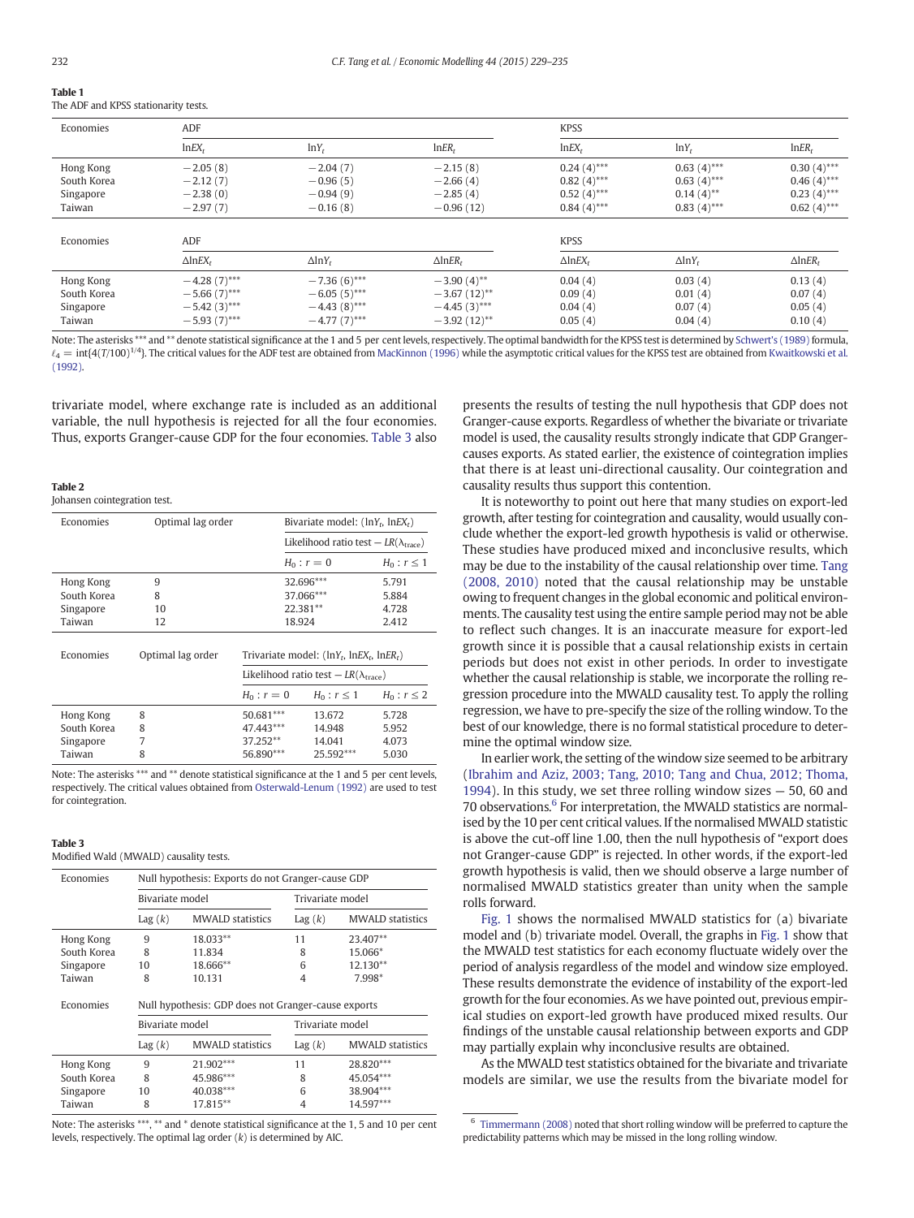**Table 1**
The ADF and KPSS stationarity tests.

| Economies | ADF | | | KPSS | | |
|---|---|---|---|---|---|---|
| | $\ln EX_t$ | $\ln Y_t$ | $\ln ER_t$ | $\ln EX_t$ | $\ln Y_t$ | $\ln ER_t$ |
| Hong Kong | −2.05 (8) | −2.04 (7) | −2.15 (8) | 0.24 (4)*** | 0.63 (4)*** | 0.30 (4)*** |
| South Korea | −2.12 (7) | −0.96 (5) | −2.66 (4) | 0.82 (4)*** | 0.63 (4)*** | 0.46 (4)*** |
| Singapore | −2.38 (0) | −0.94 (9) | −2.85 (4) | 0.52 (4)*** | 0.14 (4)** | 0.23 (4)*** |
| Taiwan | −2.97 (7) | −0.16 (8) | −0.96 (12) | 0.84 (4)*** | 0.83 (4)*** | 0.62 (4)*** |
| Economies | ADF | | | KPSS | | |
| | $\Delta\ln EX_t$ | $\Delta\ln Y_t$ | $\Delta\ln ER_t$ | $\Delta\ln EX_t$ | $\Delta\ln Y_t$ | $\Delta\ln ER_t$ |
| Hong Kong | −4.28 (7)*** | −7.36 (6)*** | −3.90 (4)** | 0.04 (4) | 0.03 (4) | 0.13 (4) |
| South Korea | −5.66 (7)*** | −6.05 (5)*** | −3.67 (12)** | 0.09 (4) | 0.01 (4) | 0.07 (4) |
| Singapore | −5.42 (3)*** | −4.43 (8)*** | −4.45 (3)*** | 0.04 (4) | 0.07 (4) | 0.05 (4) |
| Taiwan | −5.93 (7)*** | −4.77 (7)*** | −3.92 (12)** | 0.05 (4) | 0.04 (4) | 0.10 (4) |

Note: The asterisks *** and ** denote statistical significance at the 1 and 5 per cent levels, respectively. The optimal bandwidth for the KPSS test is determined by Schwert's (1989) formula, $\ell_4 = \text{int}\{4(T/100)^{1/4}\}$. The critical values for the ADF test are obtained from MacKinnon (1996) while the asymptotic critical values for the KPSS test are obtained from Kwaitkowski et al. (1992).

trivariate model, where exchange rate is included as an additional variable, the null hypothesis is rejected for all the four economies. Thus, exports Granger-cause GDP for the four economies. Table 3 also presents the results of testing the null hypothesis that GDP does not Granger-cause exports. Regardless of whether the bivariate or trivariate model is used, the causality results strongly indicate that GDP Granger-causes exports. As stated earlier, the existence of cointegration implies that there is at least uni-directional causality. Our cointegration and causality results thus support this contention.

**Table 2**
Johansen cointegration test.

| Economies | Optimal lag order | Bivariate model: $(\ln Y_t, \ln EX_t)$ | |
|---|---|---|---|
| | | Likelihood ratio test − $LR(\lambda_{\text{trace}})$ | |
| | | $H_0: r = 0$ | $H_0: r \leq 1$ |
| Hong Kong | 9 | 32.696*** | 5.791 |
| South Korea | 8 | 37.066*** | 5.884 |
| Singapore | 10 | 22.381** | 4.728 |
| Taiwan | 12 | 18.924 | 2.412 |

| Economies | Optimal lag order | Trivariate model: $(\ln Y_t, \ln EX_t, \ln ER_t)$ | | |
|---|---|---|---|---|
| | | Likelihood ratio test − $LR(\lambda_{\text{trace}})$ | | |
| | | $H_0: r = 0$ | $H_0: r \leq 1$ | $H_0: r \leq 2$ |
| Hong Kong | 8 | 50.681*** | 13.672 | 5.728 |
| South Korea | 8 | 47.443*** | 14.948 | 5.952 |
| Singapore | 7 | 37.252** | 14.041 | 4.073 |
| Taiwan | 8 | 56.890*** | 25.592*** | 5.030 |

Note: The asterisks *** and ** denote statistical significance at the 1 and 5 per cent levels, respectively. The critical values obtained from Osterwald-Lenum (1992) are used to test for cointegration.

**Table 3**
Modified Wald (MWALD) causality tests.

| Economies | Null hypothesis: Exports do not Granger-cause GDP | | | |
|---|---|---|---|---|
| | Bivariate model | | Trivariate model | |
| | Lag ($k$) | MWALD statistics | Lag ($k$) | MWALD statistics |
| Hong Kong | 9 | 18.033** | 11 | 23.407** |
| South Korea | 8 | 11.834 | 8 | 15.066* |
| Singapore | 10 | 18.666** | 6 | 12.130** |
| Taiwan | 8 | 10.131 | 4 | 7.998* |
| Economies | Null hypothesis: GDP does not Granger-cause exports | | | |
| | Bivariate model | | Trivariate model | |
| | Lag ($k$) | MWALD statistics | Lag ($k$) | MWALD statistics |
| Hong Kong | 9 | 21.902*** | 11 | 28.820*** |
| South Korea | 8 | 45.986*** | 8 | 45.054*** |
| Singapore | 10 | 40.038*** | 6 | 38.904*** |
| Taiwan | 8 | 17.815** | 4 | 14.597*** |

Note: The asterisks ***, ** and * denote statistical significance at the 1, 5 and 10 per cent levels, respectively. The optimal lag order ($k$) is determined by AIC.

It is noteworthy to point out here that many studies on export-led growth, after testing for cointegration and causality, would usually conclude whether the export-led growth hypothesis is valid or otherwise. These studies have produced mixed and inconclusive results, which may be due to the instability of the causal relationship over time. Tang (2008, 2010) noted that the causal relationship may be unstable owing to frequent changes in the global economic and political environments. The causality test using the entire sample period may not be able to reflect such changes. It is an inaccurate measure for export-led growth since it is possible that a causal relationship exists in certain periods but does not exist in other periods. In order to investigate whether the causal relationship is stable, we incorporate the rolling regression procedure into the MWALD causality test. To apply the rolling regression, we have to pre-specify the size of the rolling window. To the best of our knowledge, there is no formal statistical procedure to determine the optimal window size.

In earlier work, the setting of the window size seemed to be arbitrary (Ibrahim and Aziz, 2003; Tang, 2010; Tang and Chua, 2012; Thoma, 1994). In this study, we set three rolling window sizes — 50, 60 and 70 observations.[6] For interpretation, the MWALD statistics are normalised by the 10 per cent critical values. If the normalised MWALD statistic is above the cut-off line 1.00, then the null hypothesis of "export does not Granger-cause GDP" is rejected. In other words, if the export-led growth hypothesis is valid, then we should observe a large number of normalised MWALD statistics greater than unity when the sample rolls forward.

Fig. 1 shows the normalised MWALD statistics for (a) bivariate model and (b) trivariate model. Overall, the graphs in Fig. 1 show that the MWALD test statistics for each economy fluctuate widely over the period of analysis regardless of the model and window size employed. These results demonstrate the evidence of instability of the export-led growth for the four economies. As we have pointed out, previous empirical studies on export-led growth have produced mixed results. Our findings of the unstable causal relationship between exports and GDP may partially explain why inconclusive results are obtained.

As the MWALD test statistics obtained for the bivariate and trivariate models are similar, we use the results from the bivariate model for

[6] Timmermann (2008) noted that short rolling window will be preferred to capture the predictability patterns which may be missed in the long rolling window.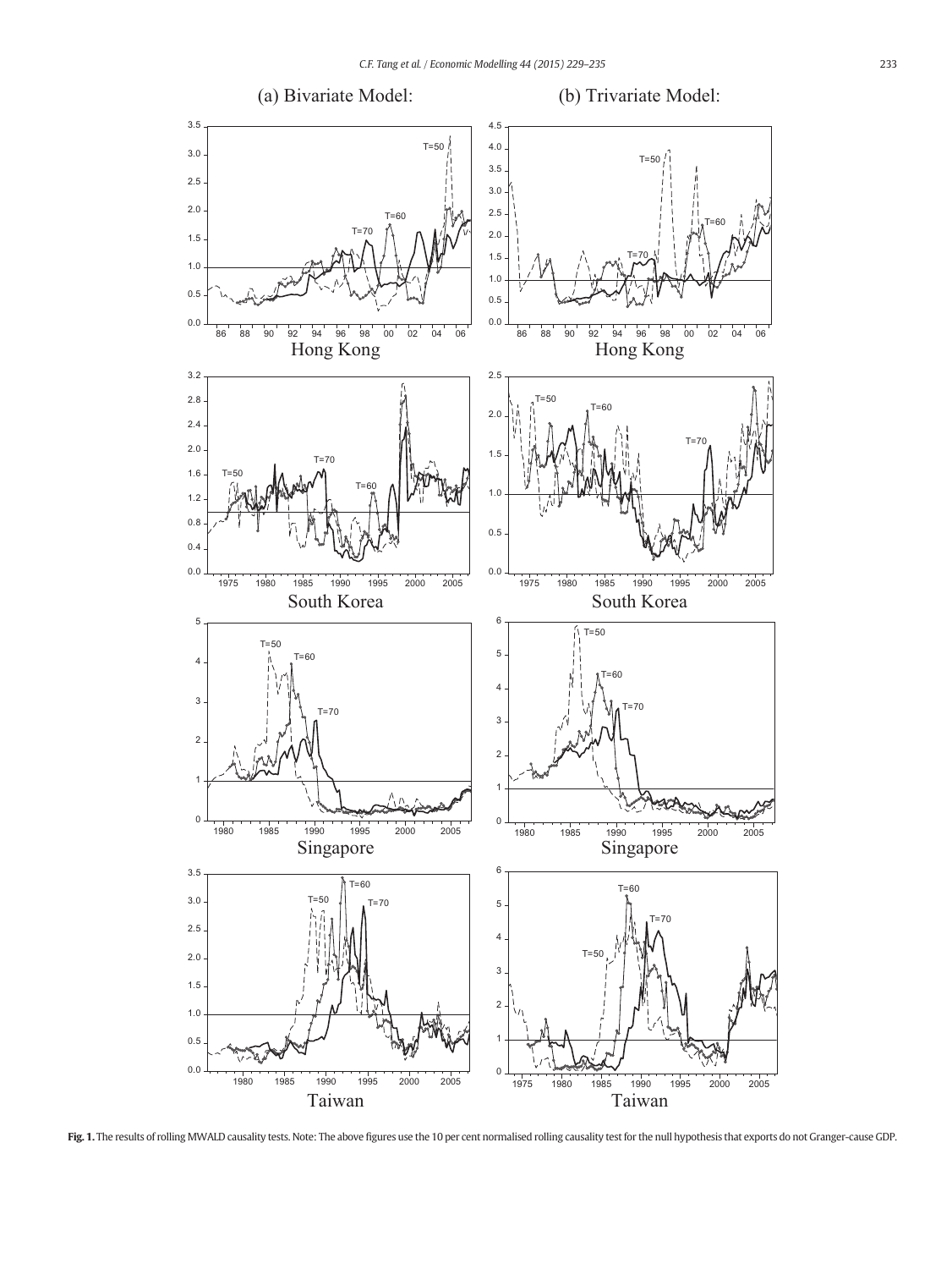**Fig. 1.** The results of rolling MWALD causality tests. Note: The above figures use the 10 per cent normalised rolling causality test for the null hypothesis that exports do not Granger-cause GDP.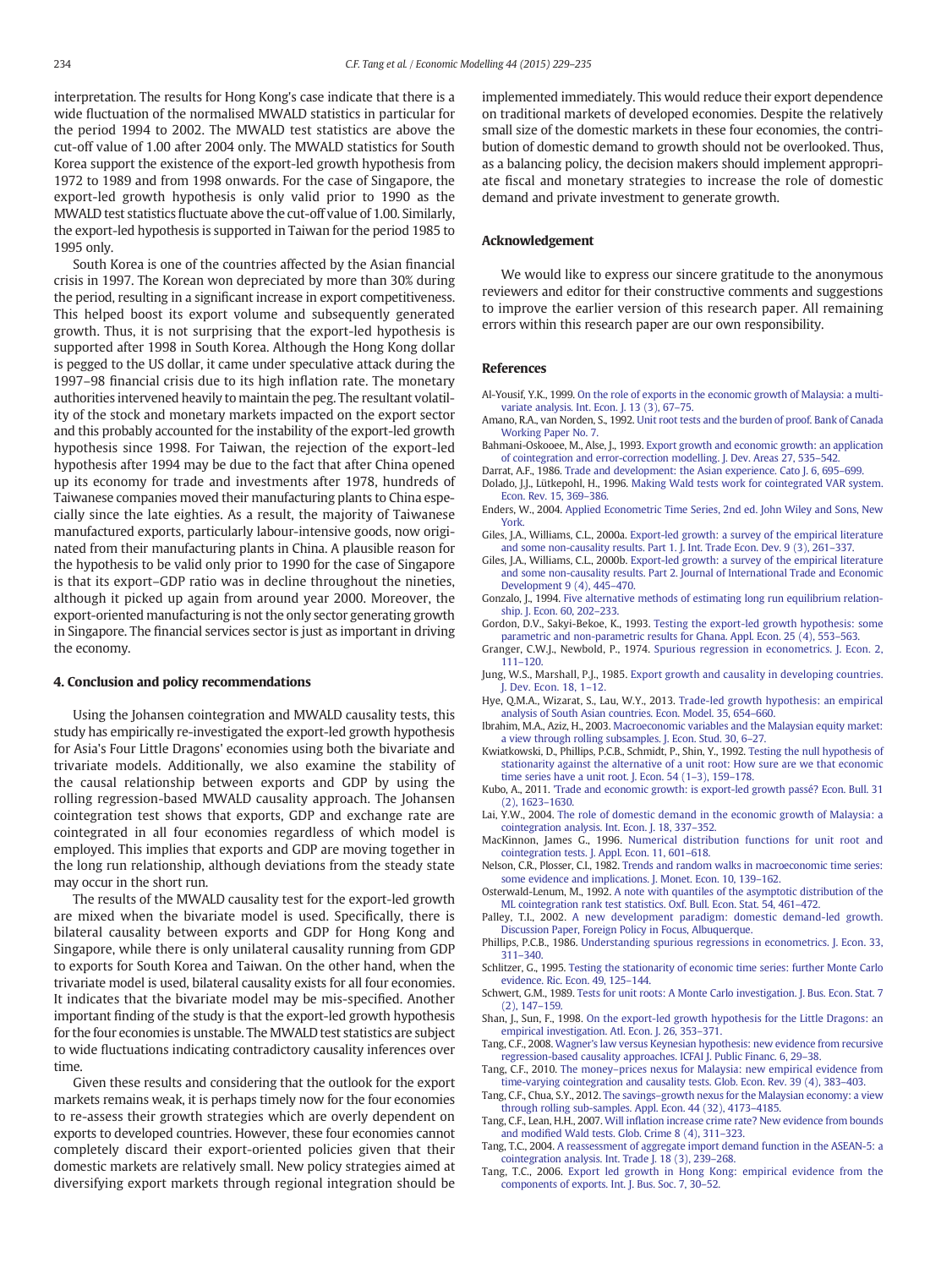interpretation. The results for Hong Kong's case indicate that there is a wide fluctuation of the normalised MWALD statistics in particular for the period 1994 to 2002. The MWALD test statistics are above the cut-off value of 1.00 after 2004 only. The MWALD statistics for South Korea support the existence of the export-led growth hypothesis from 1972 to 1989 and from 1998 onwards. For the case of Singapore, the export-led growth hypothesis is only valid prior to 1990 as the MWALD test statistics fluctuate above the cut-off value of 1.00. Similarly, the export-led hypothesis is supported in Taiwan for the period 1985 to 1995 only.

South Korea is one of the countries affected by the Asian financial crisis in 1997. The Korean won depreciated by more than 30% during the period, resulting in a significant increase in export competitiveness. This helped boost its export volume and subsequently generated growth. Thus, it is not surprising that the export-led hypothesis is supported after 1998 in South Korea. Although the Hong Kong dollar is pegged to the US dollar, it came under speculative attack during the 1997–98 financial crisis due to its high inflation rate. The monetary authorities intervened heavily to maintain the peg. The resultant volatility of the stock and monetary markets impacted on the export sector and this probably accounted for the instability of the export-led growth hypothesis since 1998. For Taiwan, the rejection of the export-led hypothesis after 1994 may be due to the fact that after China opened up its economy for trade and investments after 1978, hundreds of Taiwanese companies moved their manufacturing plants to China especially since the late eighties. As a result, the majority of Taiwanese manufactured exports, particularly labour-intensive goods, now originated from their manufacturing plants in China. A plausible reason for the hypothesis to be valid only prior to 1990 for the case of Singapore is that its export–GDP ratio was in decline throughout the nineties, although it picked up again from around year 2000. Moreover, the export-oriented manufacturing is not the only sector generating growth in Singapore. The financial services sector is just as important in driving the economy.

## 4. Conclusion and policy recommendations

Using the Johansen cointegration and MWALD causality tests, this study has empirically re-investigated the export-led growth hypothesis for Asia's Four Little Dragons' economies using both the bivariate and trivariate models. Additionally, we also examine the stability of the causal relationship between exports and GDP by using the rolling regression-based MWALD causality approach. The Johansen cointegration test shows that exports, GDP and exchange rate are cointegrated in all four economies regardless of which model is employed. This implies that exports and GDP are moving together in the long run relationship, although deviations from the steady state may occur in the short run.

The results of the MWALD causality test for the export-led growth are mixed when the bivariate model is used. Specifically, there is bilateral causality between exports and GDP for Hong Kong and Singapore, while there is only unilateral causality running from GDP to exports for South Korea and Taiwan. On the other hand, when the trivariate model is used, bilateral causality exists for all four economies. It indicates that the bivariate model may be mis-specified. Another important finding of the study is that the export-led growth hypothesis for the four economies is unstable. The MWALD test statistics are subject to wide fluctuations indicating contradictory causality inferences over time.

Given these results and considering that the outlook for the export markets remains weak, it is perhaps timely now for the four economies to re-assess their growth strategies which are overly dependent on exports to developed countries. However, these four economies cannot completely discard their export-oriented policies given that their domestic markets are relatively small. New policy strategies aimed at diversifying export markets through regional integration should be implemented immediately. This would reduce their export dependence on traditional markets of developed economies. Despite the relatively small size of the domestic markets in these four economies, the contribution of domestic demand to growth should not be overlooked. Thus, as a balancing policy, the decision makers should implement appropriate fiscal and monetary strategies to increase the role of domestic demand and private investment to generate growth.

## Acknowledgement

We would like to express our sincere gratitude to the anonymous reviewers and editor for their constructive comments and suggestions to improve the earlier version of this research paper. All remaining errors within this research paper are our own responsibility.

## References

- Al-Yousif, Y.K., 1999. On the role of exports in the economic growth of Malaysia: a multivariate analysis. Int. Econ. J. 13 (3), 67–75.
- Amano, R.A., van Norden, S., 1992. Unit root tests and the burden of proof. Bank of Canada Working Paper No. 7.
- Bahmani-Oskooee, M., Alse, J., 1993. Export growth and economic growth: an application of cointegration and error-correction modelling. J. Dev. Areas 27, 535–542.
- Darrat, A.F., 1986. Trade and development: the Asian experience. Cato J. 6, 695–699.
- Dolado, J.J., Lütkepohl, H., 1996. Making Wald tests work for cointegrated VAR system. Econ. Rev. 15, 369–386.
- Enders, W., 2004. Applied Econometric Time Series, 2nd ed. John Wiley and Sons, New York.
- Giles, J.A., Williams, C.L., 2000a. Export-led growth: a survey of the empirical literature and some non-causality results. Part 1. J. Int. Trade Econ. Dev. 9 (3), 261–337.
- Giles, J.A., Williams, C.L., 2000b. Export-led growth: a survey of the empirical literature and some non-causality results. Part 2. Journal of International Trade and Economic Development 9 (4), 445–470.
- Gonzalo, J., 1994. Five alternative methods of estimating long run equilibrium relationship. J. Econ. 60, 202–233.
- Gordon, D.V., Sakyi-Bekoe, K., 1993. Testing the export-led growth hypothesis: some parametric and non-parametric results for Ghana. Appl. Econ. 25 (4), 553–563.
- Granger, C.W.J., Newbold, P., 1974. Spurious regression in econometrics. J. Econ. 2, 111–120.
- Jung, W.S., Marshall, P.J., 1985. Export growth and causality in developing countries. J. Dev. Econ. 18, 1–12.
- Hye, Q.M.A., Wizarat, S., Lau, W.Y., 2013. Trade-led growth hypothesis: an empirical analysis of South Asian countries. Econ. Model. 35, 654–660.
- Ibrahim, M.A., Aziz, H., 2003. Macroeconomic variables and the Malaysian equity market: a view through rolling subsamples. J. Econ. Stud. 30, 6–27.
- Kwiatkowski, D., Phillips, P.C.B., Schmidt, P., Shin, Y., 1992. Testing the null hypothesis of stationarity against the alternative of a unit root: How sure are we that economic time series have a unit root. J. Econ. 54 (1–3), 159–178.
- Kubo, A., 2011. 'Trade and economic growth: is export-led growth passé? Econ. Bull. 31 (2), 1623–1630.
- Lai, Y.W., 2004. The role of domestic demand in the economic growth of Malaysia: a cointegration analysis. Int. Econ. J. 18, 337–352.
- MacKinnon, James G., 1996. Numerical distribution functions for unit root and cointegration tests. J. Appl. Econ. 11, 601–618.
- Nelson, C.R., Plosser, C.I., 1982. Trends and random walks in macroeconomic time series: some evidence and implications. J. Monet. Econ. 10, 139–162.
- Osterwald-Lenum, M., 1992. A note with quantiles of the asymptotic distribution of the ML cointegration rank test statistics. Oxf. Bull. Econ. Stat. 54, 461–472.
- Palley, T.I., 2002. A new development paradigm: domestic demand-led growth. Discussion Paper, Foreign Policy in Focus, Albuquerque.
- Phillips, P.C.B., 1986. Understanding spurious regressions in econometrics. J. Econ. 33, 311–340.
- Schlitzer, G., 1995. Testing the stationarity of economic time series: further Monte Carlo evidence. Ric. Econ. 49, 125–144.
- Schwert, G.M., 1989. Tests for unit roots: A Monte Carlo investigation. J. Bus. Econ. Stat. 7 (2), 147–159.
- Shan, J., Sun, F., 1998. On the export-led growth hypothesis for the Little Dragons: an empirical investigation. Atl. Econ. J. 26, 353–371.
- Tang, C.F., 2008. Wagner's law versus Keynesian hypothesis: new evidence from recursive regression-based causality approaches. ICFAI J. Public Financ. 6, 29–38.
- Tang, C.F., 2010. The money–prices nexus for Malaysia: new empirical evidence from time-varying cointegration and causality tests. Glob. Econ. Rev. 39 (4), 383–403.
- Tang, C.F., Chua, S.Y., 2012. The savings–growth nexus for the Malaysian economy: a view through rolling sub-samples. Appl. Econ. 44 (32), 4173–4185.
- Tang, C.F., Lean, H.H., 2007. Will inflation increase crime rate? New evidence from bounds and modified Wald tests. Glob. Crime 8 (4), 311–323.
- Tang, T.C., 2004. A reassessment of aggregate import demand function in the ASEAN-5: a cointegration analysis. Int. Trade J. 18 (3), 239–268.
- Tang, T.C., 2006. Export led growth in Hong Kong: empirical evidence from the components of exports. Int. J. Bus. Soc. 7, 30–52.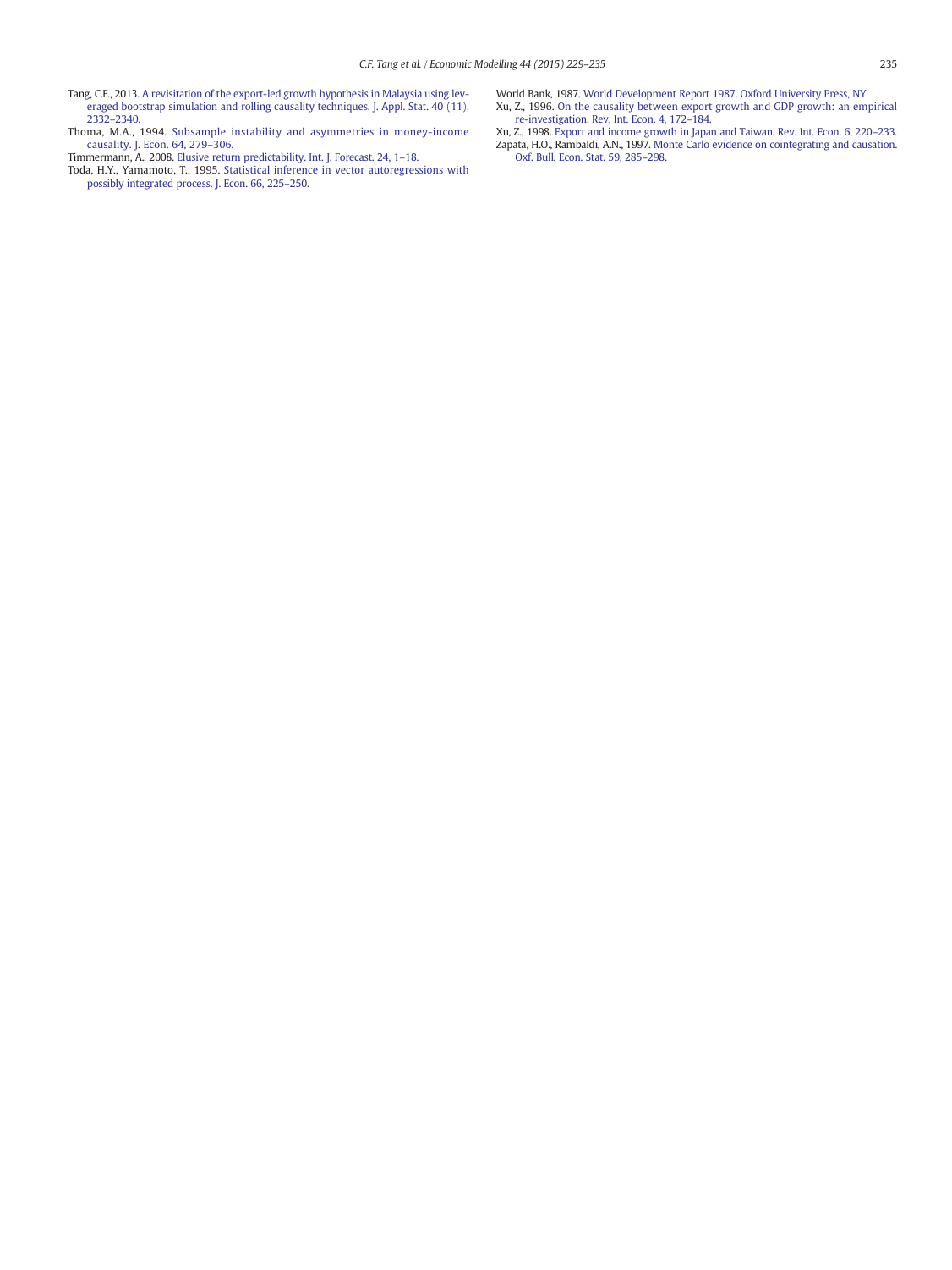Tang, C.F., 2013. A revisitation of the export-led growth hypothesis in Malaysia using leveraged bootstrap simulation and rolling causality techniques. J. Appl. Stat. 40 (11), 2332–2340.

Thoma, M.A., 1994. Subsample instability and asymmetries in money-income causality. J. Econ. 64, 279–306.

Timmermann, A., 2008. Elusive return predictability. Int. J. Forecast. 24, 1–18.

Toda, H.Y., Yamamoto, T., 1995. Statistical inference in vector autoregressions with possibly integrated process. J. Econ. 66, 225–250.

World Bank, 1987. World Development Report 1987. Oxford University Press, NY.

Xu, Z., 1996. On the causality between export growth and GDP growth: an empirical re-investigation. Rev. Int. Econ. 4, 172–184.

Xu, Z., 1998. Export and income growth in Japan and Taiwan. Rev. Int. Econ. 6, 220–233.

Zapata, H.O., Rambaldi, A.N., 1997. Monte Carlo evidence on cointegrating and causation. Oxf. Bull. Econ. Stat. 59, 285–298.